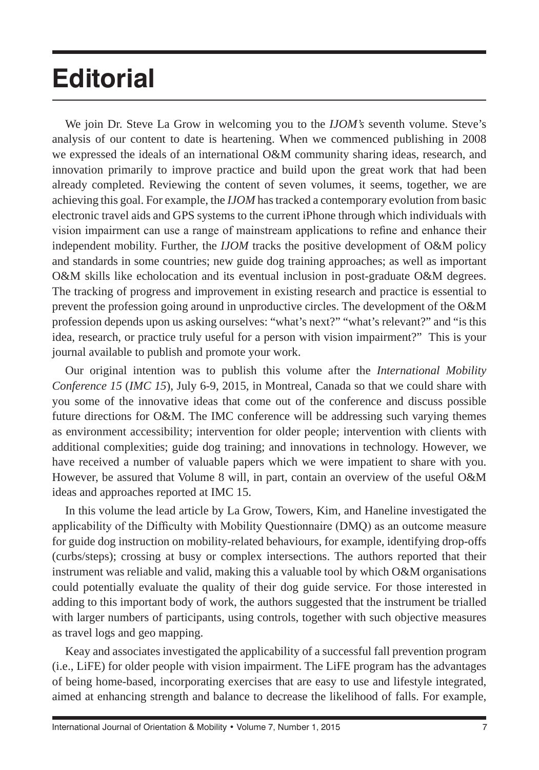# Editorial

We join Dr. Steve La Grow in welcoming you to the *IJOM's* seventh volume. Steve's analysis of our content to date is heartening. When we commenced publishing in 2008 we expressed the ideals of an international O&M community sharing ideas, research, and innovation primarily to improve practice and build upon the great work that had been already completed. Reviewing the content of seven volumes, it seems, together, we are achieving this goal. For example, the *IJOM* has tracked a contemporary evolution from basic electronic travel aids and GPS systems to the current iPhone through which individuals with vision impairment can use a range of mainstream applications to refine and enhance their independent mobility. Further, the *IJOM* tracks the positive development of O&M policy and standards in some countries; new guide dog training approaches; as well as important O&M skills like echolocation and its eventual inclusion in post-graduate O&M degrees. The tracking of progress and improvement in existing research and practice is essential to prevent the profession going around in unproductive circles. The development of the O&M profession depends upon us asking ourselves: "what's next?" "what's relevant?" and "is this idea, research, or practice truly useful for a person with vision impairment?" This is your journal available to publish and promote your work.

Our original intention was to publish this volume after the *International Mobility Conference 15* (*IMC 15*), July 6-9, 2015, in Montreal, Canada so that we could share with you some of the innovative ideas that come out of the conference and discuss possible future directions for O&M. The IMC conference will be addressing such varying themes as environment accessibility; intervention for older people; intervention with clients with additional complexities; guide dog training; and innovations in technology. However, we have received a number of valuable papers which we were impatient to share with you. However, be assured that Volume 8 will, in part, contain an overview of the useful O&M ideas and approaches reported at IMC 15.

In this volume the lead article by La Grow, Towers, Kim, and Haneline investigated the applicability of the Difficulty with Mobility Questionnaire (DMQ) as an outcome measure for guide dog instruction on mobility-related behaviours, for example, identifying drop-offs (curbs/steps); crossing at busy or complex intersections. The authors reported that their instrument was reliable and valid, making this a valuable tool by which O&M organisations could potentially evaluate the quality of their dog guide service. For those interested in adding to this important body of work, the authors suggested that the instrument be trialled with larger numbers of participants, using controls, together with such objective measures as travel logs and geo mapping.

Keay and associates investigated the applicability of a successful fall prevention program (i.e., LiFE) for older people with vision impairment. The LiFE program has the advantages of being home-based, incorporating exercises that are easy to use and lifestyle integrated, aimed at enhancing strength and balance to decrease the likelihood of falls. For example,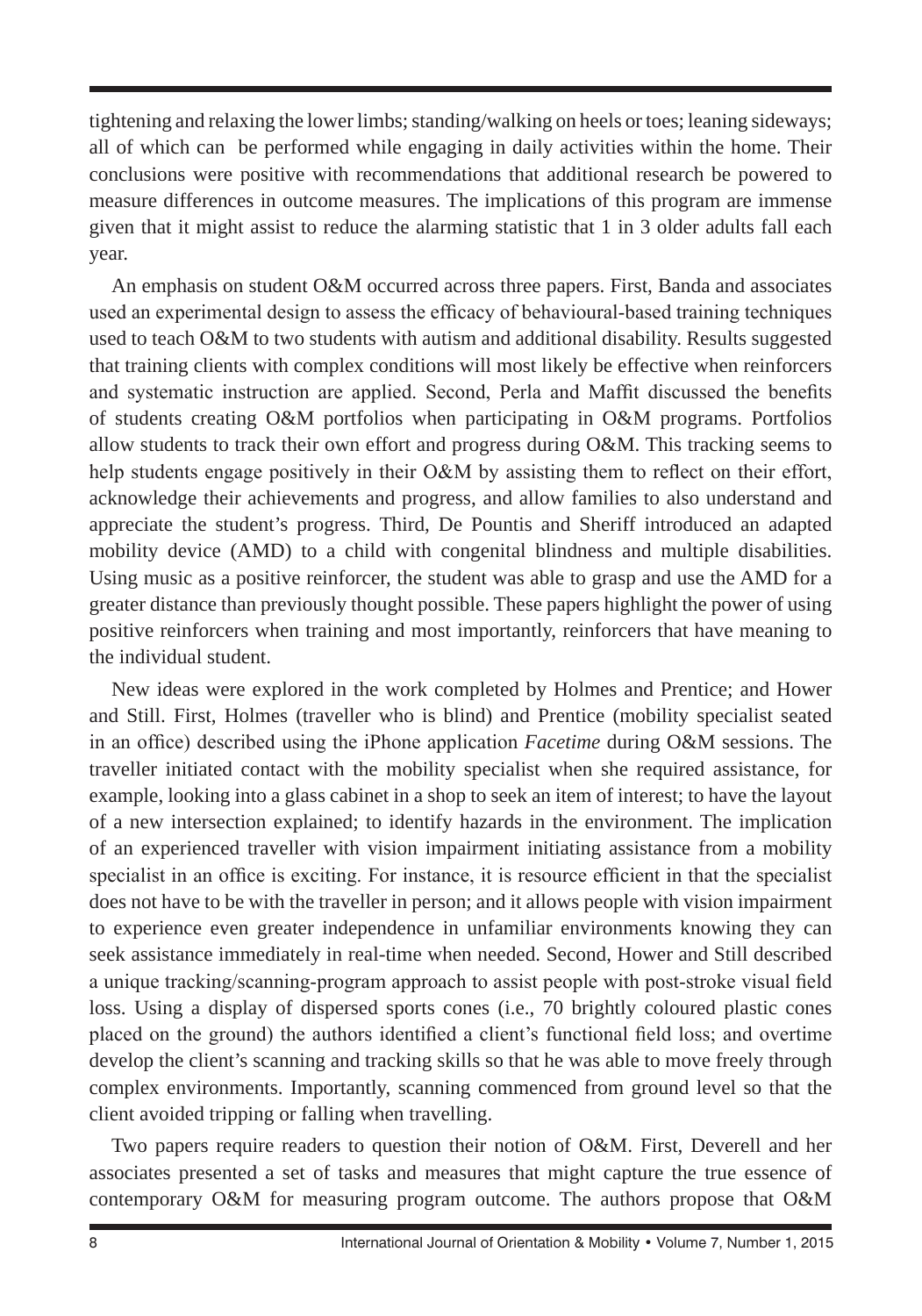tightening and relaxing the lower limbs; standing/walking on heels or toes; leaning sideways; all of which can be performed while engaging in daily activities within the home. Their conclusions were positive with recommendations that additional research be powered to measure differences in outcome measures. The implications of this program are immense given that it might assist to reduce the alarming statistic that 1 in 3 older adults fall each year.

An emphasis on student O&M occurred across three papers. First, Banda and associates used an experimental design to assess the efficacy of behavioural-based training techniques used to teach O&M to two students with autism and additional disability. Results suggested that training clients with complex conditions will most likely be effective when reinforcers and systematic instruction are applied. Second, Perla and Maffit discussed the benefits of students creating O&M portfolios when participating in O&M programs. Portfolios allow students to track their own effort and progress during O&M. This tracking seems to help students engage positively in their O&M by assisting them to reflect on their effort, acknowledge their achievements and progress, and allow families to also understand and appreciate the student's progress. Third, De Pountis and Sheriff introduced an adapted mobility device (AMD) to a child with congenital blindness and multiple disabilities. Using music as a positive reinforcer, the student was able to grasp and use the AMD for a greater distance than previously thought possible. These papers highlight the power of using positive reinforcers when training and most importantly, reinforcers that have meaning to the individual student.

New ideas were explored in the work completed by Holmes and Prentice; and Hower and Still. First, Holmes (traveller who is blind) and Prentice (mobility specialist seated in an office) described using the iPhone application *Facetime* during O&M sessions. The traveller initiated contact with the mobility specialist when she required assistance, for example, looking into a glass cabinet in a shop to seek an item of interest; to have the layout of a new intersection explained; to identify hazards in the environment. The implication of an experienced traveller with vision impairment initiating assistance from a mobility specialist in an office is exciting. For instance, it is resource efficient in that the specialist does not have to be with the traveller in person; and it allows people with vision impairment to experience even greater independence in unfamiliar environments knowing they can seek assistance immediately in real-time when needed. Second, Hower and Still described a unique tracking/scanning-program approach to assist people with post-stroke visual field loss. Using a display of dispersed sports cones (i.e., 70 brightly coloured plastic cones placed on the ground) the authors identified a client's functional field loss; and overtime develop the client's scanning and tracking skills so that he was able to move freely through complex environments. Importantly, scanning commenced from ground level so that the client avoided tripping or falling when travelling.

Two papers require readers to question their notion of O&M. First, Deverell and her associates presented a set of tasks and measures that might capture the true essence of contemporary O&M for measuring program outcome. The authors propose that O&M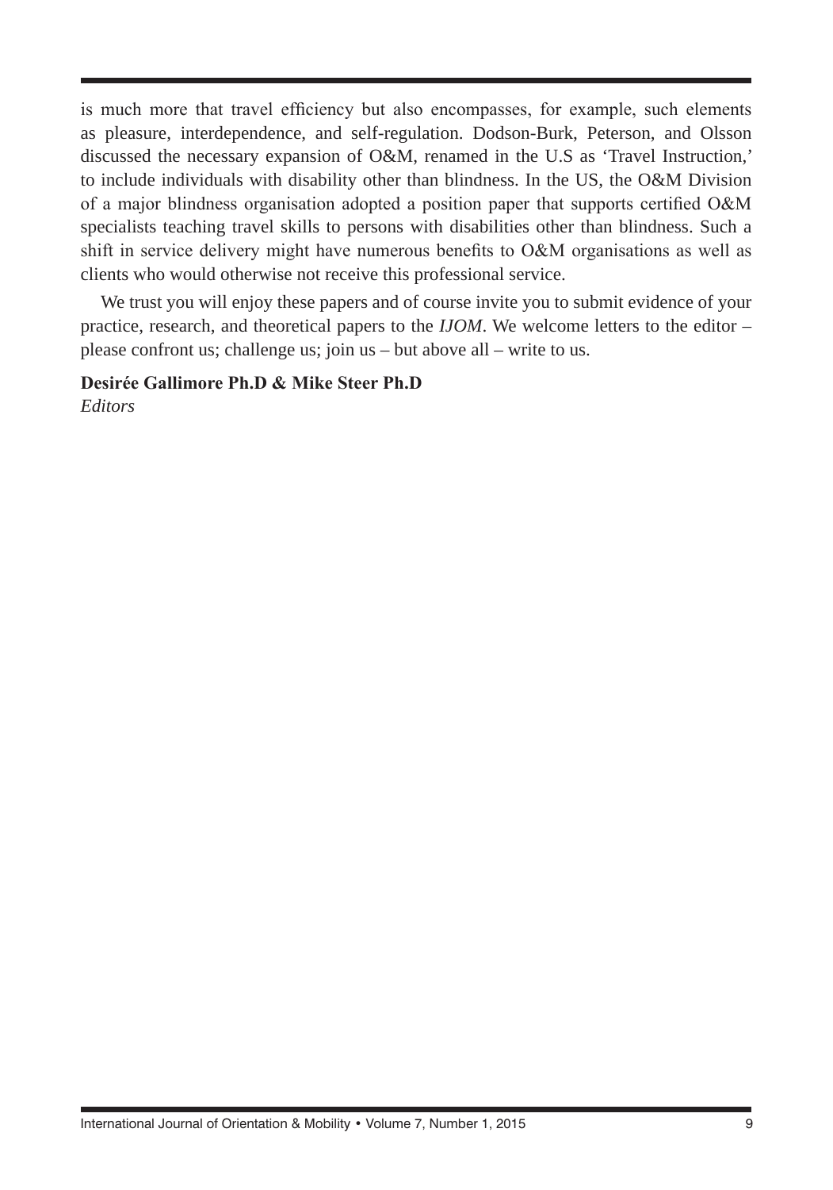is much more that travel efficiency but also encompasses, for example, such elements as pleasure, interdependence, and self-regulation. Dodson-Burk, Peterson, and Olsson discussed the necessary expansion of O&M, renamed in the U.S as 'Travel Instruction,' to include individuals with disability other than blindness. In the US, the O&M Division of a major blindness organisation adopted a position paper that supports certified O&M specialists teaching travel skills to persons with disabilities other than blindness. Such a shift in service delivery might have numerous benefits to O&M organisations as well as clients who would otherwise not receive this professional service.

We trust you will enjoy these papers and of course invite you to submit evidence of your practice, research, and theoretical papers to the *IJOM*. We welcome letters to the editor – please confront us; challenge us; join us – but above all – write to us.

**Desirée Gallimore Ph.D & Mike Steer Ph.D**
*Editors*